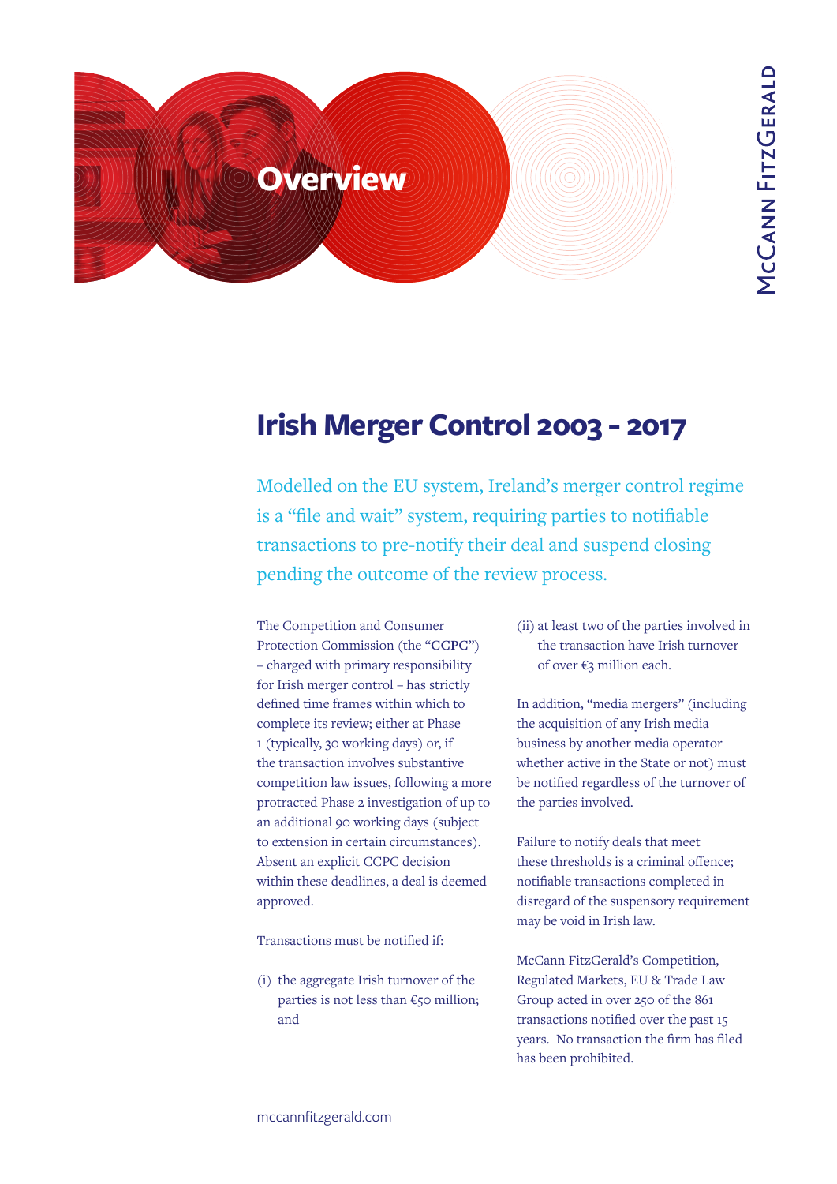# Overview

## Irish Merger Control 2003 - 2017

Modelled on the EU system, Ireland's merger control regime is a "file and wait" system, requiring parties to notifiable transactions to pre-notify their deal and suspend closing pending the outcome of the review process.

The Competition and Consumer Protection Commission (the "**CCPC**") – charged with primary responsibility for Irish merger control – has strictly defined time frames within which to complete its review; either at Phase 1 (typically, 30 working days) or, if the transaction involves substantive competition law issues, following a more protracted Phase 2 investigation of up to an additional 90 working days (subject to extension in certain circumstances). Absent an explicit CCPC decision within these deadlines, a deal is deemed approved.

Transactions must be notified if:

(i) the aggregate Irish turnover of the parties is not less than €50 million; and

(ii) at least two of the parties involved in the transaction have Irish turnover of over €3 million each.

In addition, "media mergers" (including the acquisition of any Irish media business by another media operator whether active in the State or not) must be notified regardless of the turnover of the parties involved.

Failure to notify deals that meet these thresholds is a criminal offence; notifiable transactions completed in disregard of the suspensory requirement may be void in Irish law.

McCann FitzGerald's Competition, Regulated Markets, EU & Trade Law Group acted in over 250 of the 861 transactions notified over the past 15 years. No transaction the firm has filed has been prohibited.

mccannfitzgerald.com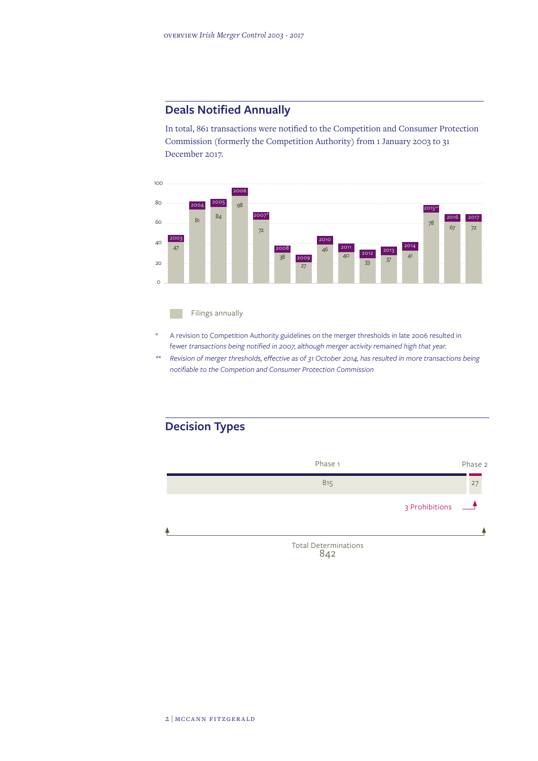## Deals Notified Annually

In total, 861 transactions were notified to the Competition and Consumer Protection Commission (formerly the Competition Authority) from 1 January 2003 to 31 December 2017.

| Year | Filings annually |
|---|---|
| 2003 | 47 |
| 2004 | 81 |
| 2005 | 84 |
| 2006 | 98 |
| 2007* | 72 |
| 2008 | 38 |
| 2009 | 27 |
| 2010 | 46 |
| 2011 | 40 |
| 2012 | 33 |
| 2013 | 37 |
| 2014 | 41 |
| 2015** | 78 |
| 2016 | 67 |
| 2017 | 72 |

\* A revision to Competition Authority guidelines on the merger thresholds in late 2006 resulted in fewer *transactions being notified in 2007, although merger activity remained high that year.*

\*\* *Revision of merger thresholds, effective as of 31 October 2014, has resulted in more transactions being notifiable to the Competion and Consumer Protection Commission*

## Decision Types

| Phase 1 | Phase 2 |
|---|---|
| 815 | 27 |

3 Prohibitions

Total Determinations 842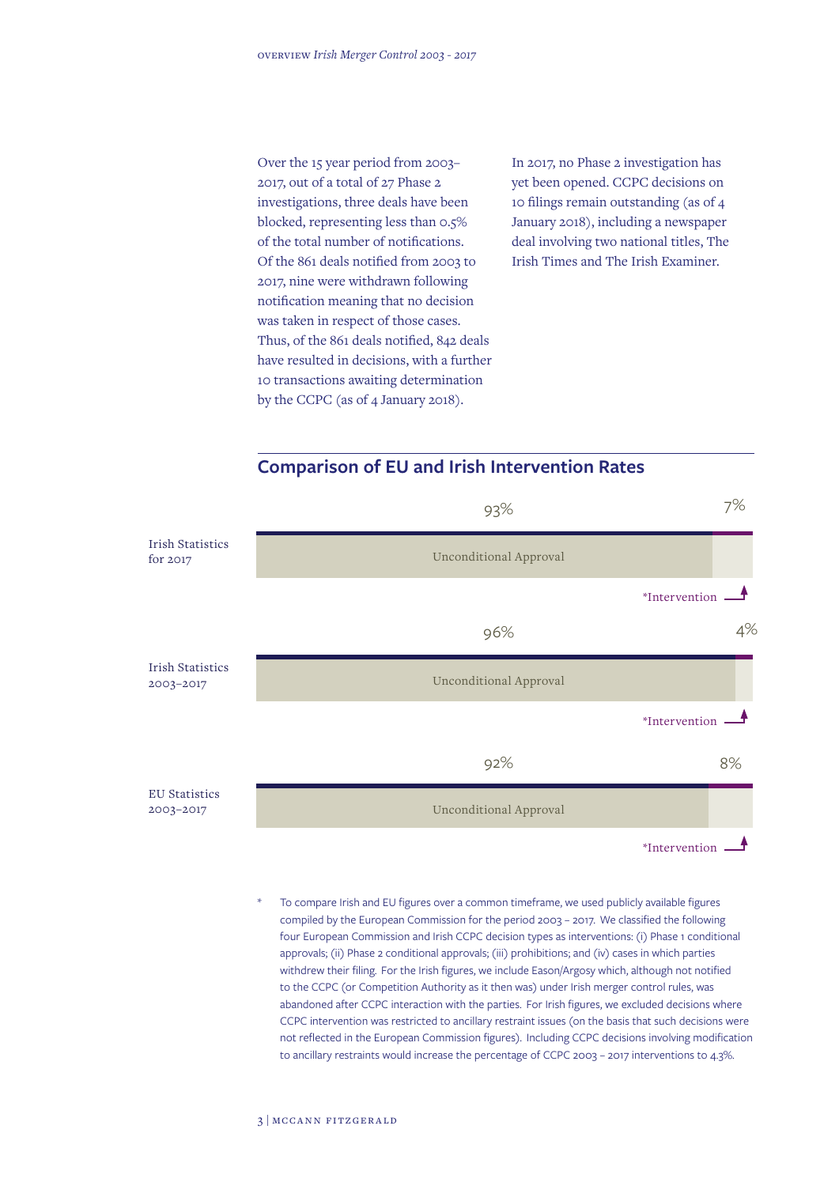Over the 15 year period from 2003–2017, out of a total of 27 Phase 2 investigations, three deals have been blocked, representing less than 0.5% of the total number of notifications. Of the 861 deals notified from 2003 to 2017, nine were withdrawn following notification meaning that no decision was taken in respect of those cases. Thus, of the 861 deals notified, 842 deals have resulted in decisions, with a further 10 transactions awaiting determination by the CCPC (as of 4 January 2018).

In 2017, no Phase 2 investigation has yet been opened. CCPC decisions on 10 filings remain outstanding (as of 4 January 2018), including a newspaper deal involving two national titles, The Irish Times and The Irish Examiner.

## Comparison of EU and Irish Intervention Rates

| | Unconditional Approval | *Intervention |
|---|---|---|
| Irish Statistics for 2017 | 93% | 7% |
| Irish Statistics 2003–2017 | 96% | 4% |
| EU Statistics 2003–2017 | 92% | 8% |

\* To compare Irish and EU figures over a common timeframe, we used publicly available figures compiled by the European Commission for the period 2003 – 2017. We classified the following four European Commission and Irish CCPC decision types as interventions: (i) Phase 1 conditional approvals; (ii) Phase 2 conditional approvals; (iii) prohibitions; and (iv) cases in which parties withdrew their filing. For the Irish figures, we include Eason/Argosy which, although not notified to the CCPC (or Competition Authority as it then was) under Irish merger control rules, was abandoned after CCPC interaction with the parties. For Irish figures, we excluded decisions where CCPC intervention was restricted to ancillary restraint issues (on the basis that such decisions were not reflected in the European Commission figures). Including CCPC decisions involving modification to ancillary restraints would increase the percentage of CCPC 2003 – 2017 interventions to 4.3%.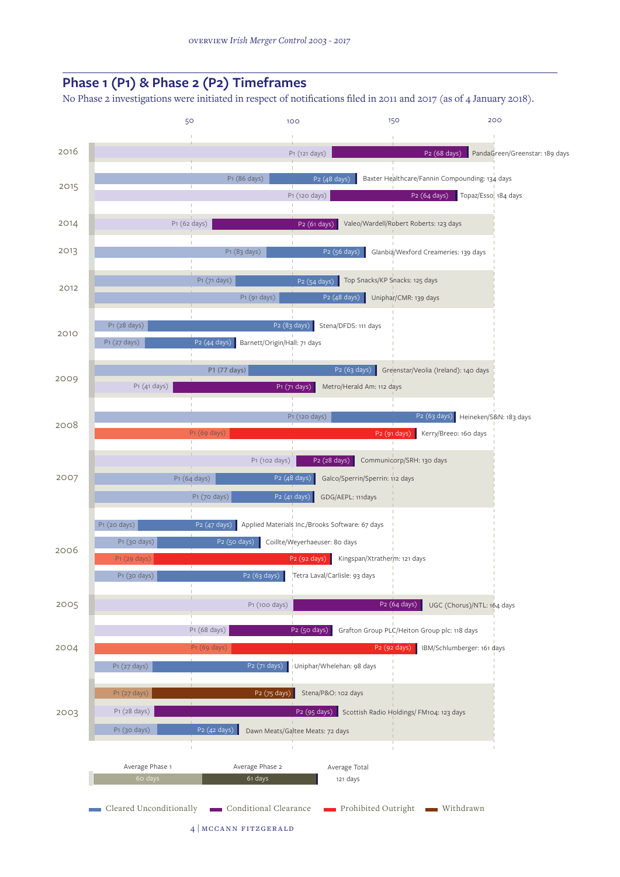## Phase 1 (P1) & Phase 2 (P2) Timeframes

No Phase 2 investigations were initiated in respect of notifications filed in 2011 and 2017 (as of 4 January 2018).

| Year | Phase 1 | Phase 2 | Case: Total |
|---|---|---|---|
| 2016 | P1 (121 days) | P2 (68 days) | PandaGreen/Greenstar: 189 days |
| 2015 | P1 (86 days) | P2 (48 days) | Baxter Healthcare/Fannin Compounding: 134 days |
| 2015 | P1 (120 days) | P2 (64 days) | Topaz/Esso: 184 days |
| 2014 | P1 (62 days) | P2 (61 days) | Valeo/Wardell/Robert Roberts: 123 days |
| 2013 | P1 (83 days) | P2 (56 days) | Glanbia/Wexford Creameries: 139 days |
| 2012 | P1 (71 days) | P2 (54 days) | Top Snacks/KP Snacks: 125 days |
| 2012 | P1 (91 days) | P2 (48 days) | Uniphar/CMR: 139 days |
| 2010 | P1 (28 days) | P2 (83 days) | Stena/DFDS: 111 days |
| 2010 | P1 (27 days) | P2 (44 days) | Barnett/Origin/Hall: 71 days |
| 2009 | P1 (77 days) | P2 (63 days) | Greenstar/Veolia (Ireland): 140 days |
| 2009 | P1 (41 days) | P1 (71 days) | Metro/Herald Am: 112 days |
| 2008 | P1 (120 days) | P2 (63 days) | Heineken/S&N: 183 days |
| 2008 | P1 (69 days) | P2 (91 days) | Kerry/Breeo: 160 days |
| 2007 | P1 (102 days) | P2 (28 days) | Communicorp/SRH: 130 days |
| 2007 | P1 (64 days) | P2 (48 days) | Galco/Sperrin/Sperrin: 112 days |
| 2007 | P1 (70 days) | P2 (41 days) | GDG/AEPL: 111days |
| 2006 | P1 (20 days) | P2 (47 days) | Applied Materials Inc./Brooks Software: 67 days |
| 2006 | P1 (30 days) | P2 (50 days) | Coillte/Weyerhaeuser: 80 days |
| 2006 | P1 (29 days) | P2 (92 days) | Kingspan/Xtratherm: 121 days |
| 2006 | P1 (30 days) | P2 (63 days) | Tetra Laval/Carlisle: 93 days |
| 2005 | P1 (100 days) | P2 (64 days) | UGC (Chorus)/NTL: 164 days |
| 2004 | P1 (68 days) | P2 (50 days) | Grafton Group PLC/Heiton Group plc: 118 days |
| 2004 | P1 (69 days) | P2 (92 days) | IBM/Schlumberger: 161 days |
| 2004 | P1 (27 days) | P2 (71 days) | Uniphar/Whelehan: 98 days |
| 2003 | P1 (27 days) | P2 (75 days) | Stena/P&O: 102 days |
| 2003 | P1 (28 days) | P2 (95 days) | Scottish Radio Holdings/ FM104: 123 days |
| 2003 | P1 (30 days) | P2 (42 days) | Dawn Meats/Galtee Meats: 72 days |

| Average Phase 1 | Average Phase 2 | Average Total |
|---|---|---|
| 60 days | 61 days | 121 days |

Legend: Cleared Unconditionally · Conditional Clearance · Prohibited Outright · Withdrawn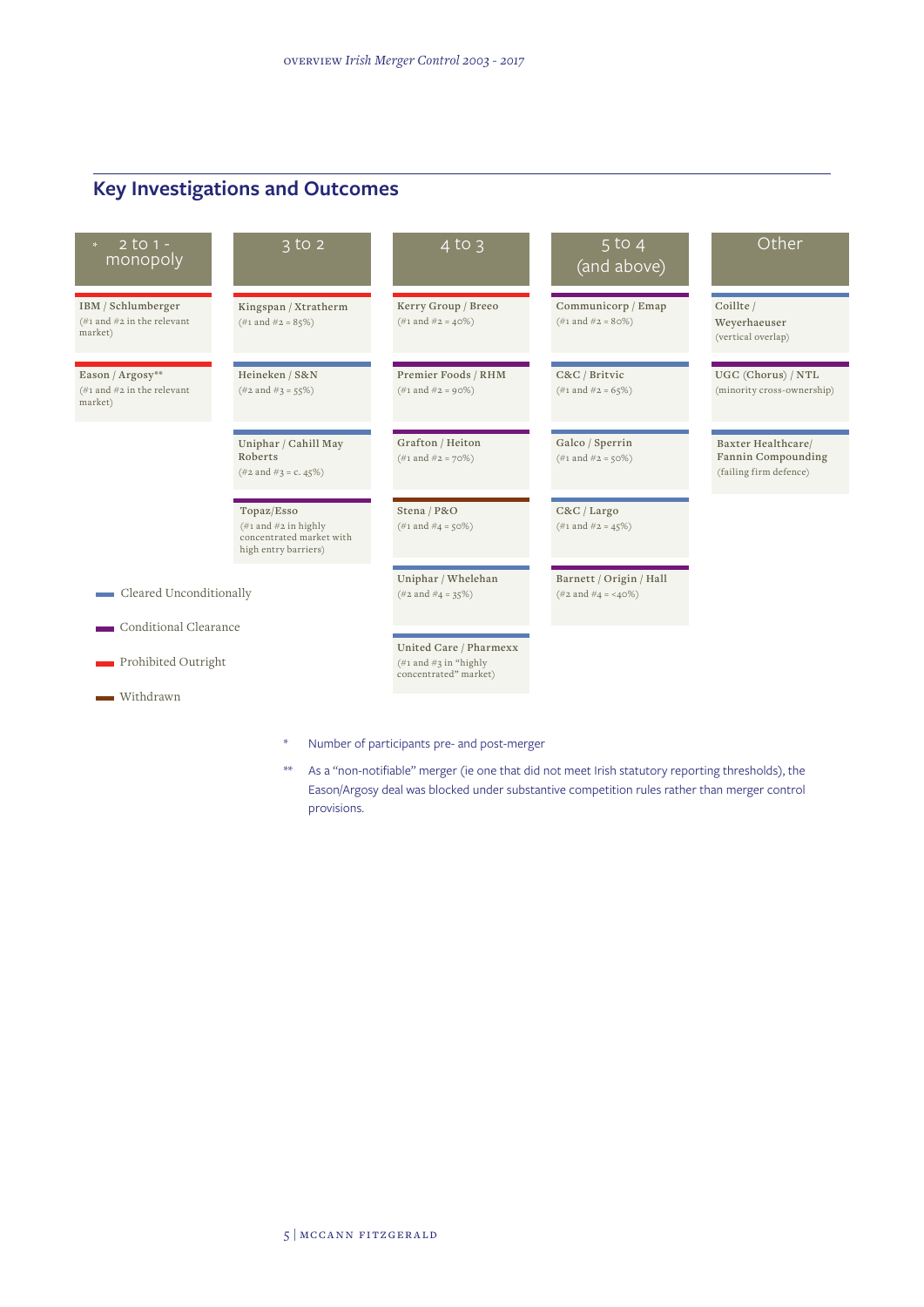## Key Investigations and Outcomes

| * 2 to 1 - monopoly | 3 to 2 | 4 to 3 | 5 to 4 (and above) | Other |
|---|---|---|---|---|
| **IBM / Schlumberger** (#1 and #2 in the relevant market) | **Kingspan / Xtratherm** (#1 and #2 = 85%) | **Kerry Group / Breeo** (#1 and #2 = 40%) | **Communicorp / Emap** (#1 and #2 = 80%) | **Coillte / Weyerhaeuser** (vertical overlap) |
| **Eason / Argosy**** (#1 and #2 in the relevant market) | **Heineken / S&N** (#2 and #3 = 55%) | **Premier Foods / RHM** (#1 and #2 = 90%) | **C&C / Britvic** (#1 and #2 = 65%) | **UGC (Chorus) / NTL** (minority cross-ownership) |
| | **Uniphar / Cahill May Roberts** (#2 and #3 = c. 45%) | **Grafton / Heiton** (#1 and #2 = 70%) | **Galco / Sperrin** (#1 and #2 = 50%) | **Baxter Healthcare/ Fannin Compounding** (failing firm defence) |
| | **Topaz/Esso** (#1 and #2 in highly concentrated market with high entry barriers) | **Stena / P&O** (#1 and #4 = 50%) | **C&C / Largo** (#1 and #2 = 45%) | |
| | | **Uniphar / Whelehan** (#2 and #4 = 35%) | **Barnett / Origin / Hall** (#2 and #4 = <40%) | |
| | | **United Care / Pharmexx** (#1 and #3 in "highly concentrated" market) | | |

- Cleared Unconditionally
- Conditional Clearance
- Prohibited Outright
- Withdrawn

\* Number of participants pre- and post-merger

** As a "non-notifiable" merger (ie one that did not meet Irish statutory reporting thresholds), the Eason/Argosy deal was blocked under substantive competition rules rather than merger control provisions.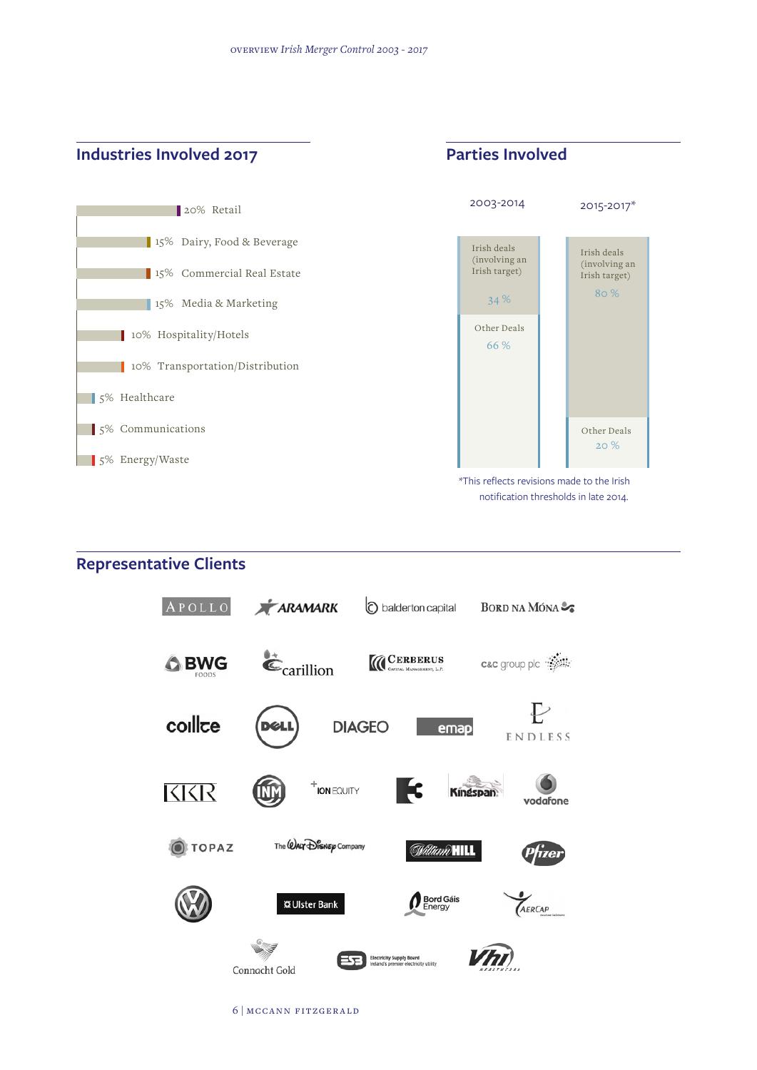## Industries Involved 2017

| Percentage | Industry |
|---|---|
| 20% | Retail |
| 15% | Dairy, Food & Beverage |
| 15% | Commercial Real Estate |
| 15% | Media & Marketing |
| 10% | Hospitality/Hotels |
| 10% | Transportation/Distribution |
| 5% | Healthcare |
| 5% | Communications |
| 5% | Energy/Waste |

## Parties Involved

| | 2003-2014 | 2015-2017* |
|---|---|---|
| Irish deals (involving an Irish target) | 34 % | 80 % |
| Other Deals | 66 % | 20 % |

*This reflects revisions made to the Irish notification thresholds in late 2014.

## Representative Clients

Apollo, Aramark, balderton capital, Bord na Móna, BWG Foods, carillion, Cerberus Capital Management, L.P., C&C group plc, coillte, Dell, Diageo, emap, Endless, KKR, INM, ION Equity, Kingspan, vodafone, Topaz, The Walt Disney Company, William Hill, Pfizer, Volkswagen, Ulster Bank, Bord Gáis Energy, AerCap, Connacht Gold, ESB Electricity Supply Board Ireland's premier electricity utility, Vhi Healthcare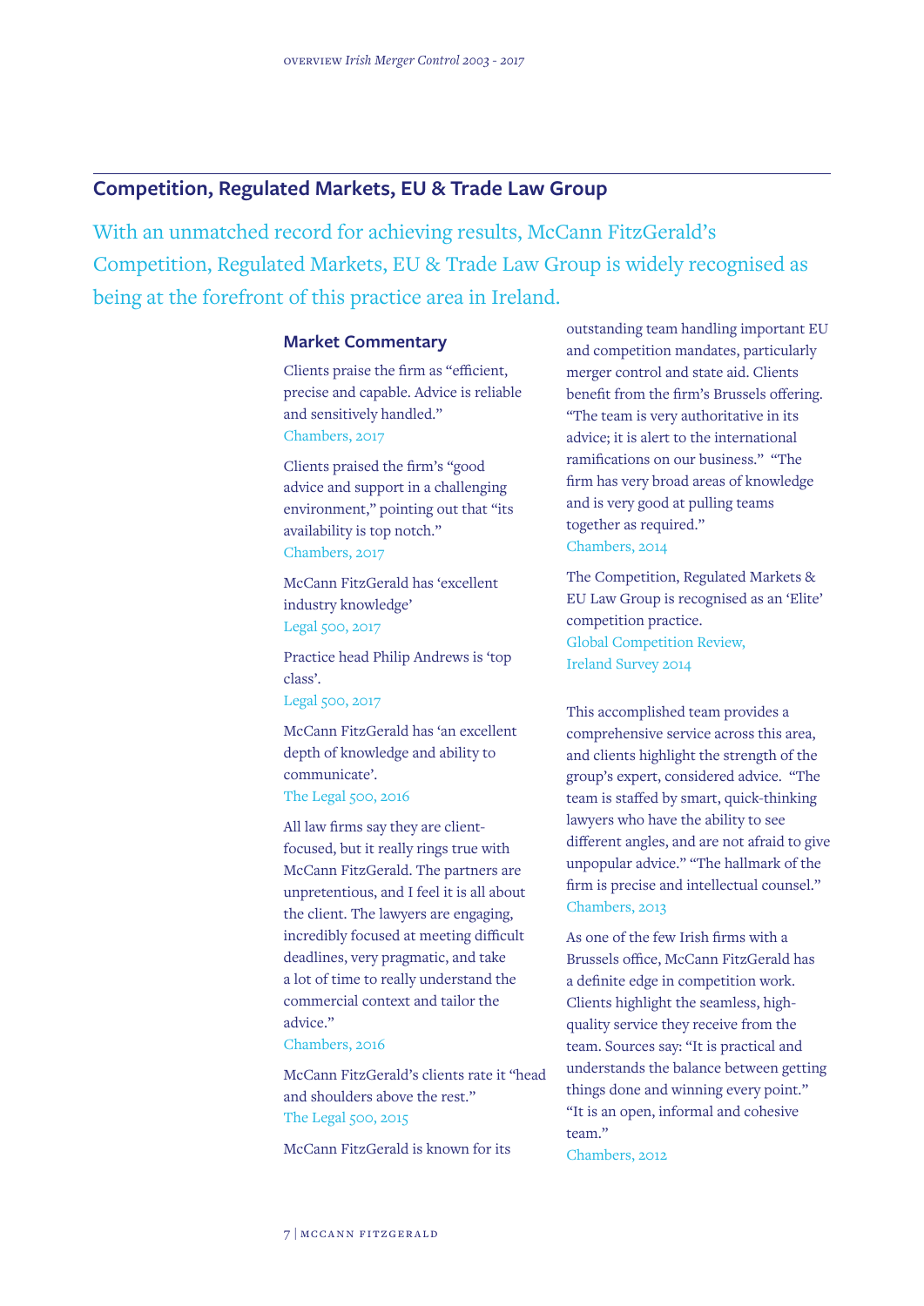## Competition, Regulated Markets, EU & Trade Law Group

With an unmatched record for achieving results, McCann FitzGerald's Competition, Regulated Markets, EU & Trade Law Group is widely recognised as being at the forefront of this practice area in Ireland.

### Market Commentary

Clients praise the firm as "efficient, precise and capable. Advice is reliable and sensitively handled."
Chambers, 2017

Clients praised the firm's "good advice and support in a challenging environment," pointing out that "its availability is top notch."
Chambers, 2017

McCann FitzGerald has 'excellent industry knowledge'
Legal 500, 2017

Practice head Philip Andrews is 'top class'.
Legal 500, 2017

McCann FitzGerald has 'an excellent depth of knowledge and ability to communicate'.
The Legal 500, 2016

All law firms say they are client-focused, but it really rings true with McCann FitzGerald. The partners are unpretentious, and I feel it is all about the client. The lawyers are engaging, incredibly focused at meeting difficult deadlines, very pragmatic, and take a lot of time to really understand the commercial context and tailor the advice."
Chambers, 2016

McCann FitzGerald's clients rate it "head and shoulders above the rest."
The Legal 500, 2015

McCann FitzGerald is known for its outstanding team handling important EU and competition mandates, particularly merger control and state aid. Clients benefit from the firm's Brussels offering. "The team is very authoritative in its advice; it is alert to the international ramifications on our business." "The firm has very broad areas of knowledge and is very good at pulling teams together as required."
Chambers, 2014

The Competition, Regulated Markets & EU Law Group is recognised as an 'Elite' competition practice.
Global Competition Review, Ireland Survey 2014

This accomplished team provides a comprehensive service across this area, and clients highlight the strength of the group's expert, considered advice. "The team is staffed by smart, quick-thinking lawyers who have the ability to see different angles, and are not afraid to give unpopular advice." "The hallmark of the firm is precise and intellectual counsel."
Chambers, 2013

As one of the few Irish firms with a Brussels office, McCann FitzGerald has a definite edge in competition work. Clients highlight the seamless, high-quality service they receive from the team. Sources say: "It is practical and understands the balance between getting things done and winning every point." "It is an open, informal and cohesive team."
Chambers, 2012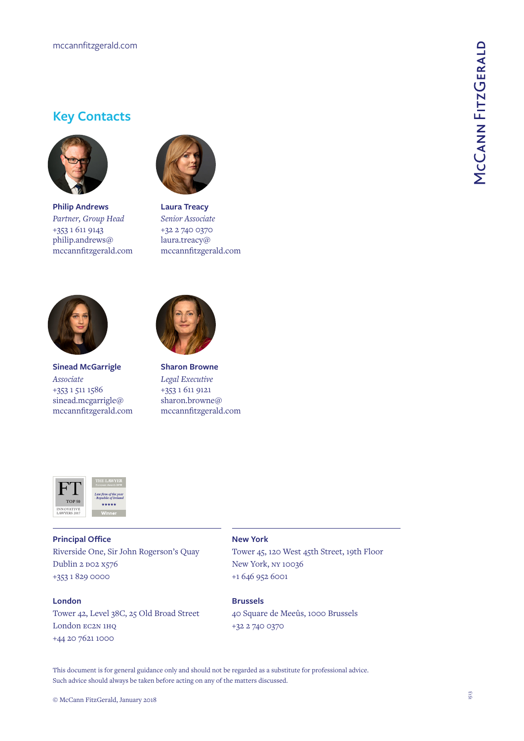mccannfitzgerald.com

## Key Contacts

**Philip Andrews**
*Partner, Group Head*
+353 1 611 9143
philip.andrews@
mccannfitzgerald.com

**Laura Treacy**
*Senior Associate*
+32 2 740 0370
laura.treacy@
mccannfitzgerald.com

**Sinead McGarrigle**
*Associate*
+353 1 511 1586
sinead.mcgarrigle@
mccannfitzgerald.com

**Sharon Browne**
*Legal Executive*
+353 1 611 9121
sharon.browne@
mccannfitzgerald.com

FT TOP 50 INNOVATIVE LAWYERS 2017

THE LAWYER European Awards 2016 Law firm of the year - Republic of Ireland Winner

**Principal Office**
Riverside One, Sir John Rogerson's Quay
Dublin 2 D02 X576
+353 1 829 0000

**New York**
Tower 45, 120 West 45th Street, 19th Floor
New York, NY 10036
+1 646 952 6001

**London**
Tower 42, Level 38C, 25 Old Broad Street
London EC2N 1HQ
+44 20 7621 1000

**Brussels**
40 Square de Meeûs, 1000 Brussels
+32 2 740 0370

This document is for general guidance only and should not be regarded as a substitute for professional advice. Such advice should always be taken before acting on any of the matters discussed.

© McCann FitzGerald, January 2018